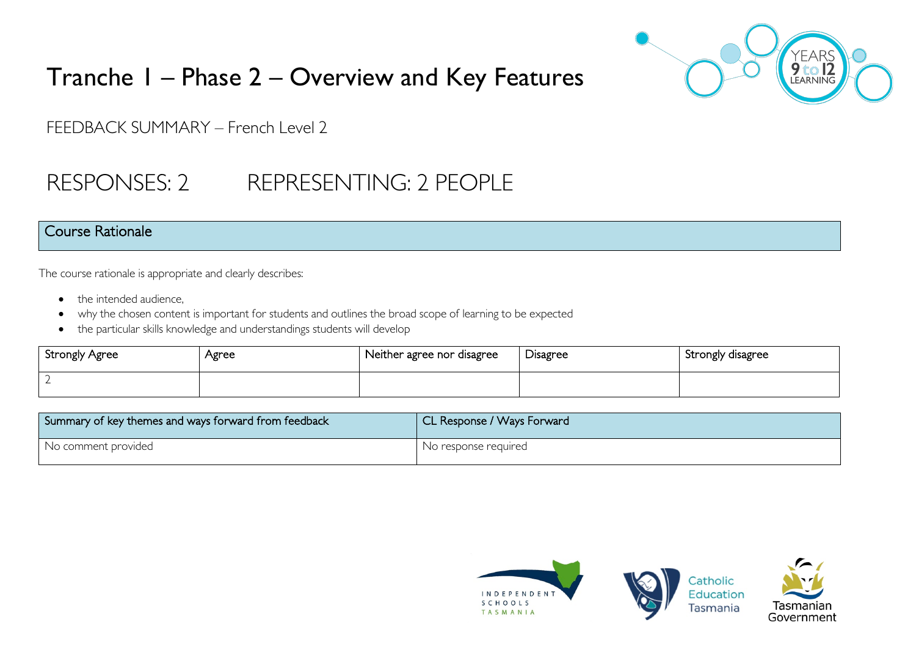# Tranche 1 – Phase 2 – Overview and Key Features

FEEDBACK SUMMARY – French Level 2

## RESPONSES: 2 REPRESENTING: 2 PEOPLE

## Course Rationale

The course rationale is appropriate and clearly describes:

- the intended audience,
- why the chosen content is important for students and outlines the broad scope of learning to be expected
- the particular skills knowledge and understandings students will develop

| Strongly Agree | Agree | Neither agree nor disagree | Disagree | Strongly disagree |
|---|---|---|---|---|
| 2 | | | | |

| Summary of key themes and ways forward from feedback | CL Response / Ways Forward |
|---|---|
| No comment provided | No response required |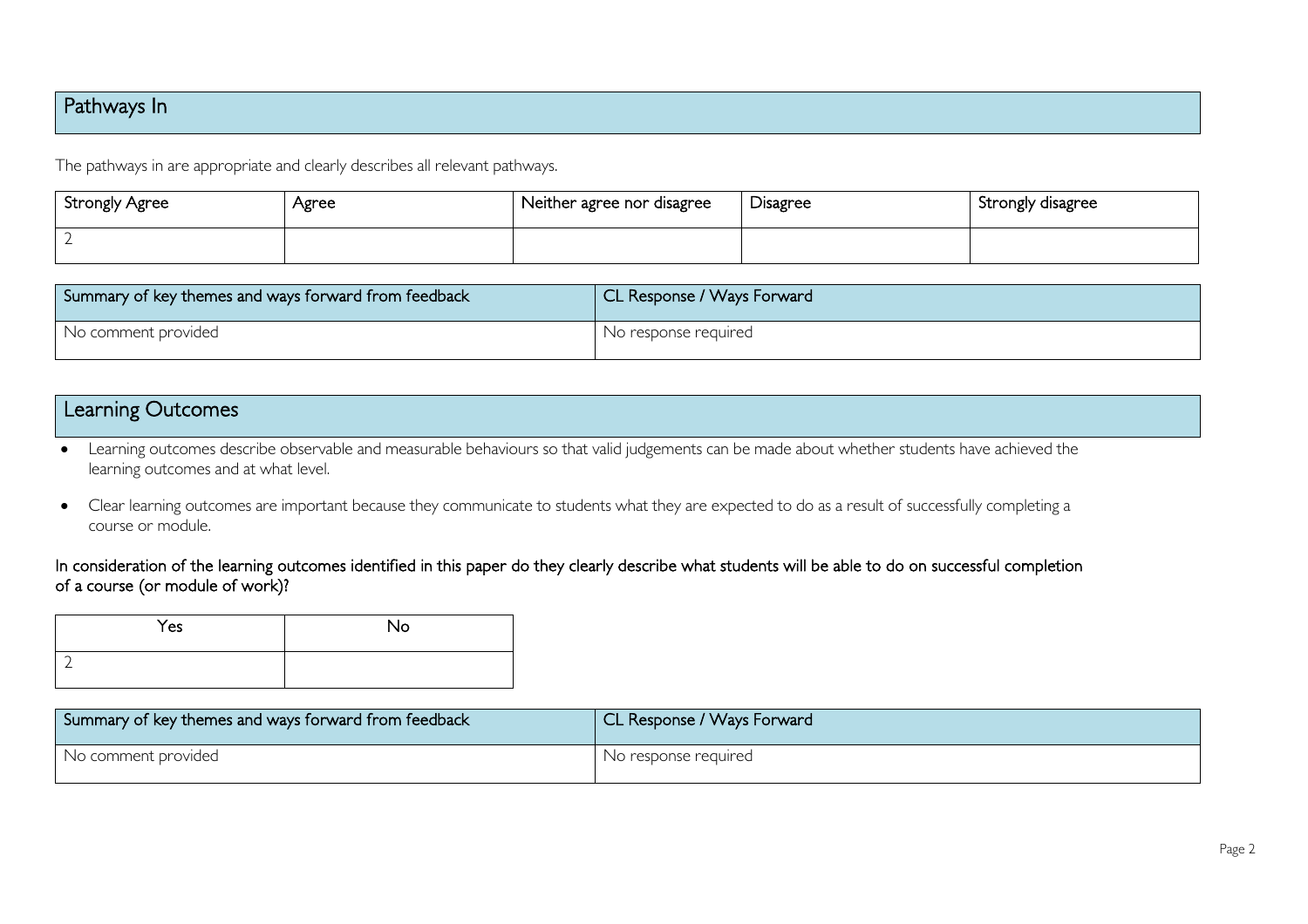## Pathways In

The pathways in are appropriate and clearly describes all relevant pathways.

| Strongly Agree | Agree | Neither agree nor disagree | Disagree | Strongly disagree |
|---|---|---|---|---|
| 2 | | | | |

| Summary of key themes and ways forward from feedback | CL Response / Ways Forward |
|---|---|
| No comment provided | No response required |

## Learning Outcomes

- Learning outcomes describe observable and measurable behaviours so that valid judgements can be made about whether students have achieved the learning outcomes and at what level.
- Clear learning outcomes are important because they communicate to students what they are expected to do as a result of successfully completing a course or module.

In consideration of the learning outcomes identified in this paper do they clearly describe what students will be able to do on successful completion of a course (or module of work)?

| Yes | No |
|---|---|
| 2 | |

| Summary of key themes and ways forward from feedback | CL Response / Ways Forward |
|---|---|
| No comment provided | No response required |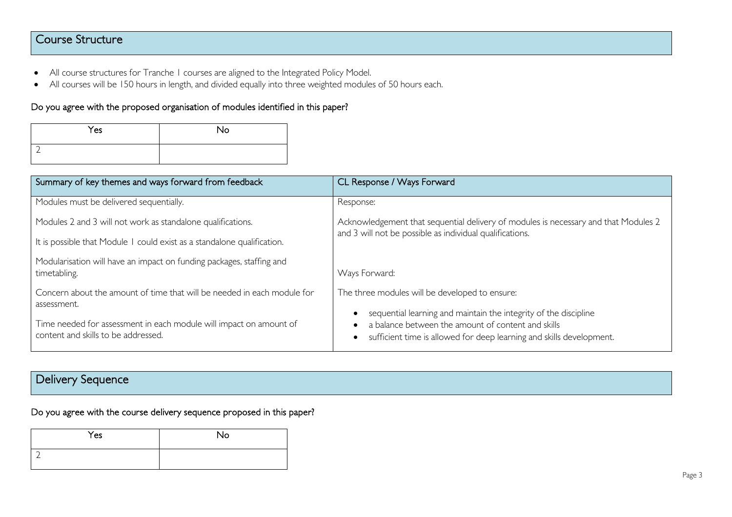## Course Structure

- All course structures for Tranche 1 courses are aligned to the Integrated Policy Model.
- All courses will be 150 hours in length, and divided equally into three weighted modules of 50 hours each.

### Do you agree with the proposed organisation of modules identified in this paper?

| Yes | No |
|---|---|
| 2 | |

| Summary of key themes and ways forward from feedback | CL Response / Ways Forward |
|---|---|
| Modules must be delivered sequentially.<br><br>Modules 2 and 3 will not work as standalone qualifications.<br><br>It is possible that Module 1 could exist as a standalone qualification.<br><br>Modularisation will have an impact on funding packages, staffing and timetabling.<br><br>Concern about the amount of time that will be needed in each module for assessment.<br><br>Time needed for assessment in each module will impact on amount of content and skills to be addressed. | Response:<br><br>Acknowledgement that sequential delivery of modules is necessary and that Modules 2 and 3 will not be possible as individual qualifications.<br><br>Ways Forward:<br><br>The three modules will be developed to ensure:<br><br>• sequential learning and maintain the integrity of the discipline<br>• a balance between the amount of content and skills<br>• sufficient time is allowed for deep learning and skills development. |

## Delivery Sequence

### Do you agree with the course delivery sequence proposed in this paper?

| Yes | No |
|---|---|
| 2 | |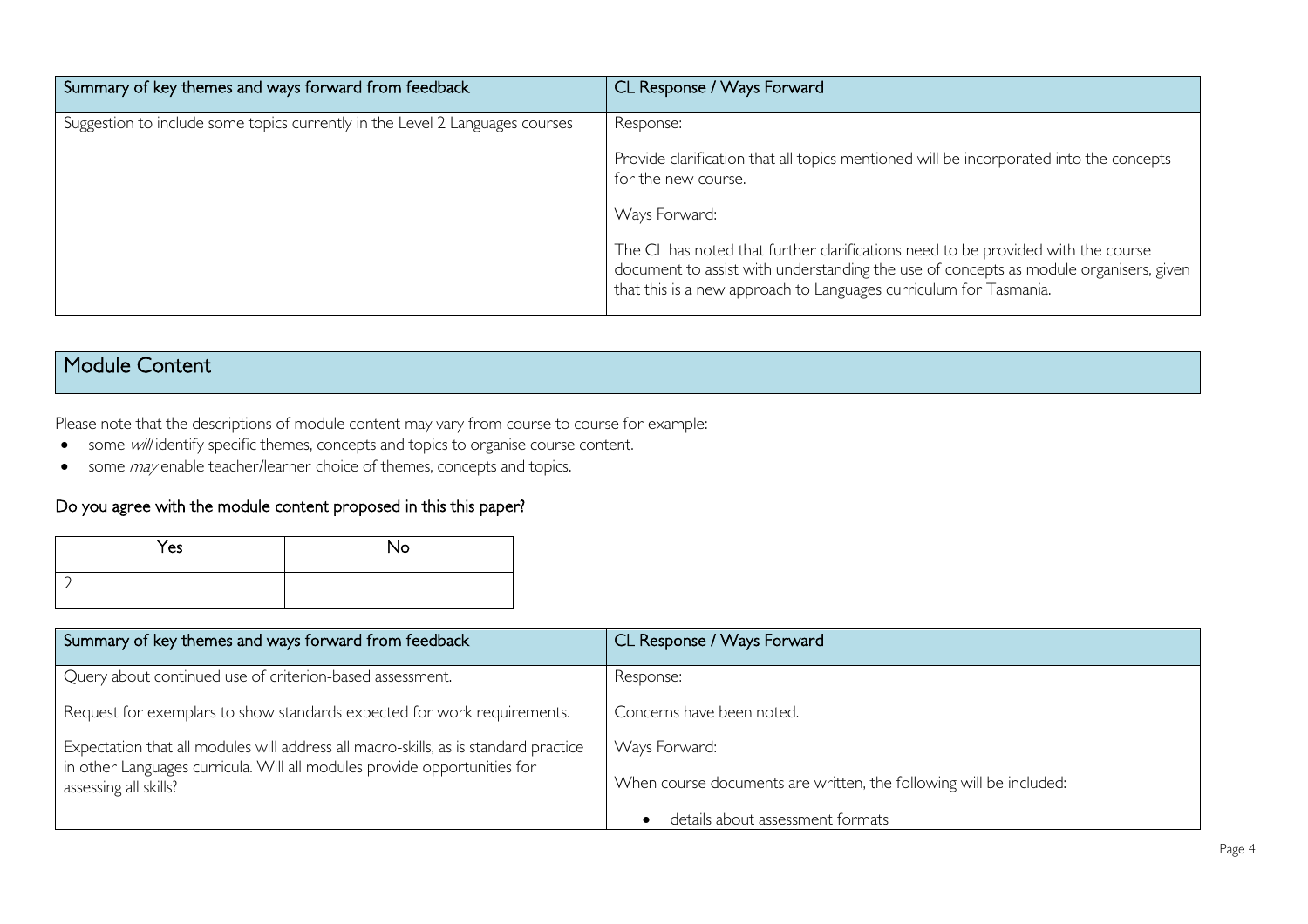| Summary of key themes and ways forward from feedback | CL Response / Ways Forward |
| --- | --- |
| Suggestion to include some topics currently in the Level 2 Languages courses | Response:<br><br>Provide clarification that all topics mentioned will be incorporated into the concepts for the new course.<br><br>Ways Forward:<br><br>The CL has noted that further clarifications need to be provided with the course document to assist with understanding the use of concepts as module organisers, given that this is a new approach to Languages curriculum for Tasmania. |

## Module Content

Please note that the descriptions of module content may vary from course to course for example:

- some *will* identify specific themes, concepts and topics to organise course content.
- some *may* enable teacher/learner choice of themes, concepts and topics.

### Do you agree with the module content proposed in this this paper?

| Yes | No |
| --- | --- |
| 2 | |

| Summary of key themes and ways forward from feedback | CL Response / Ways Forward |
| --- | --- |
| Query about continued use of criterion-based assessment.<br><br>Request for exemplars to show standards expected for work requirements.<br><br>Expectation that all modules will address all macro-skills, as is standard practice in other Languages curricula. Will all modules provide opportunities for assessing all skills? | Response:<br><br>Concerns have been noted.<br><br>Ways Forward:<br><br>When course documents are written, the following will be included:<br><br>• details about assessment formats |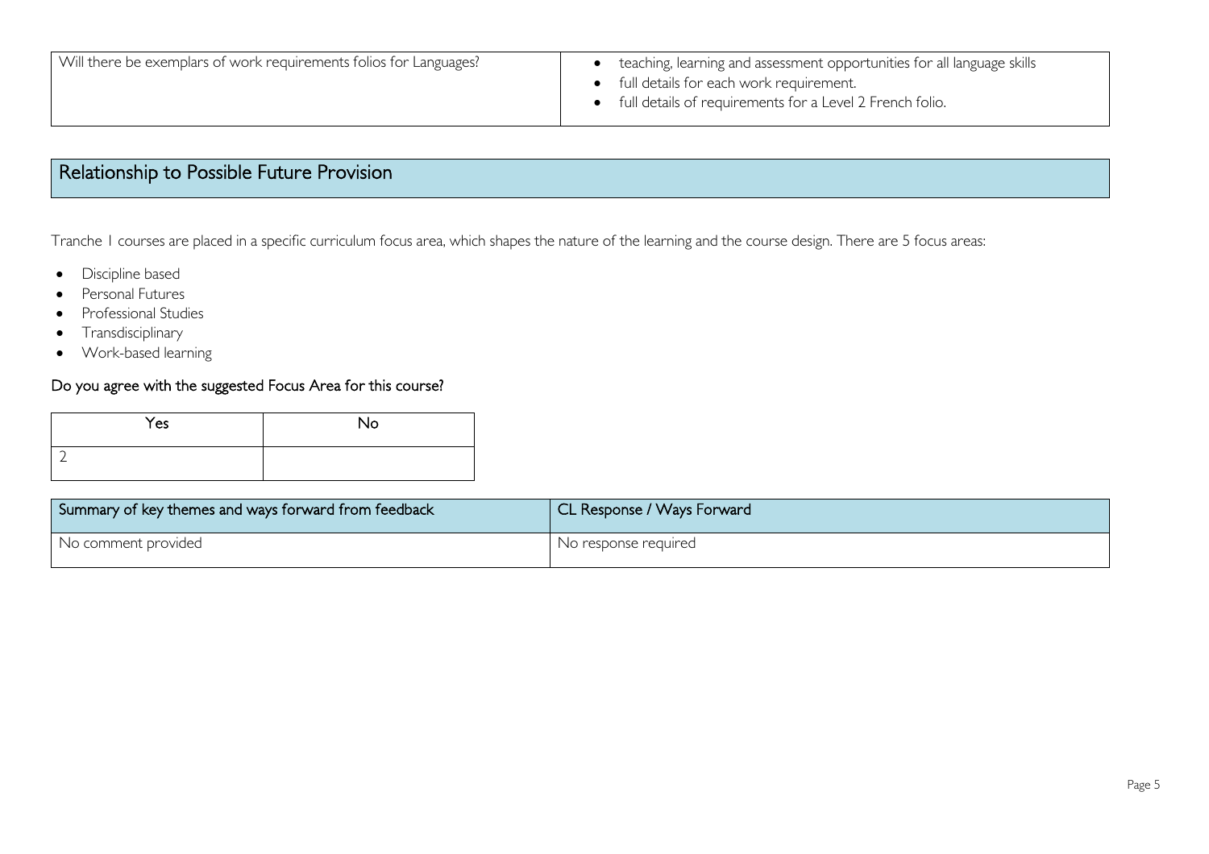| | |
|---|---|
| Will there be exemplars of work requirements folios for Languages? | • teaching, learning and assessment opportunities for all language skills<br>• full details for each work requirement.<br>• full details of requirements for a Level 2 French folio. |

## Relationship to Possible Future Provision

Tranche 1 courses are placed in a specific curriculum focus area, which shapes the nature of the learning and the course design. There are 5 focus areas:

- Discipline based
- Personal Futures
- Professional Studies
- Transdisciplinary
- Work-based learning

### Do you agree with the suggested Focus Area for this course?

| Yes | No |
|---|---|
| 2 | |

| Summary of key themes and ways forward from feedback | CL Response / Ways Forward |
|---|---|
| No comment provided | No response required |